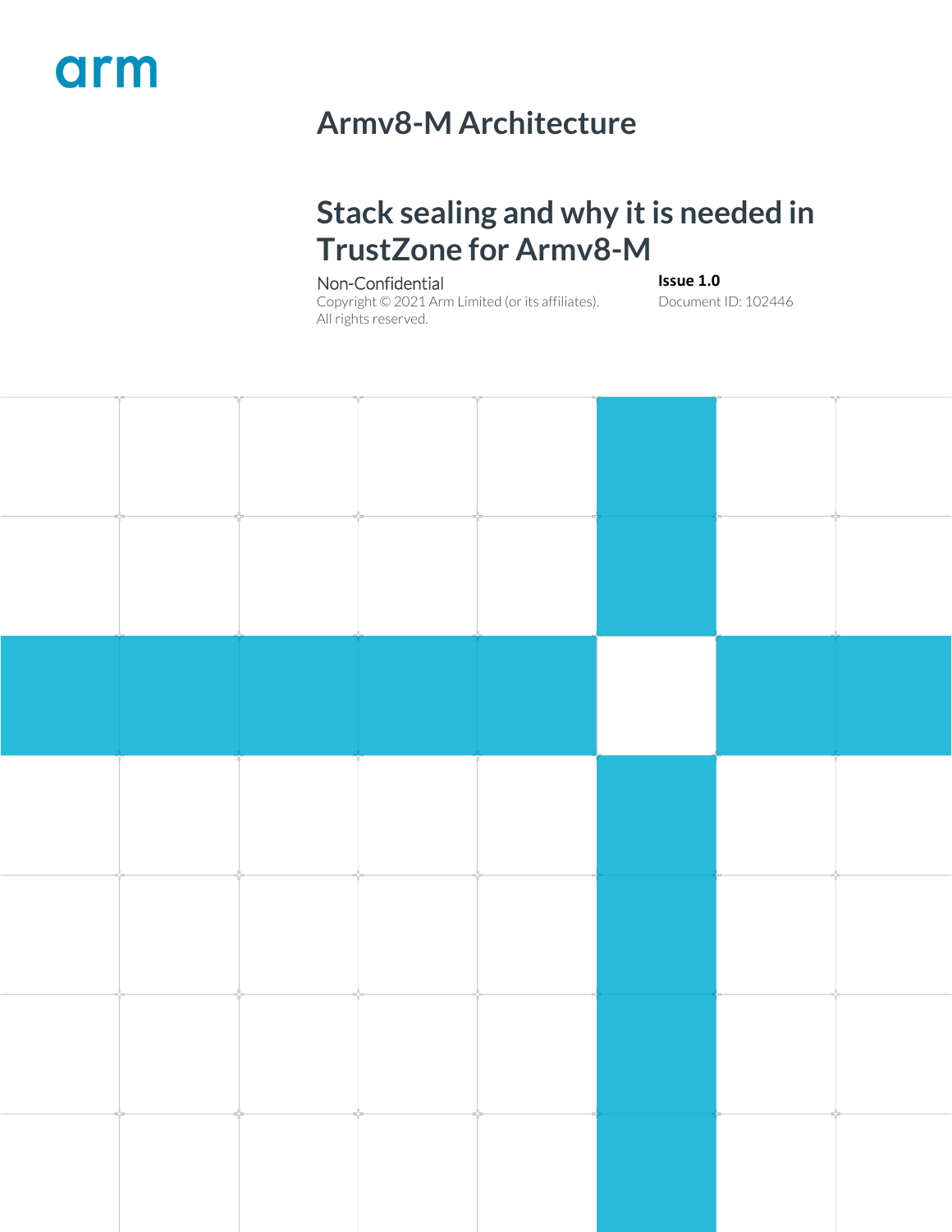arm

# Armv8-M Architecture

# Stack sealing and why it is needed in TrustZone for Armv8-M

Non-Confidential

Copyright © 2021 Arm Limited (or its affiliates). All rights reserved.

**Issue 1.0**

Document ID: 102446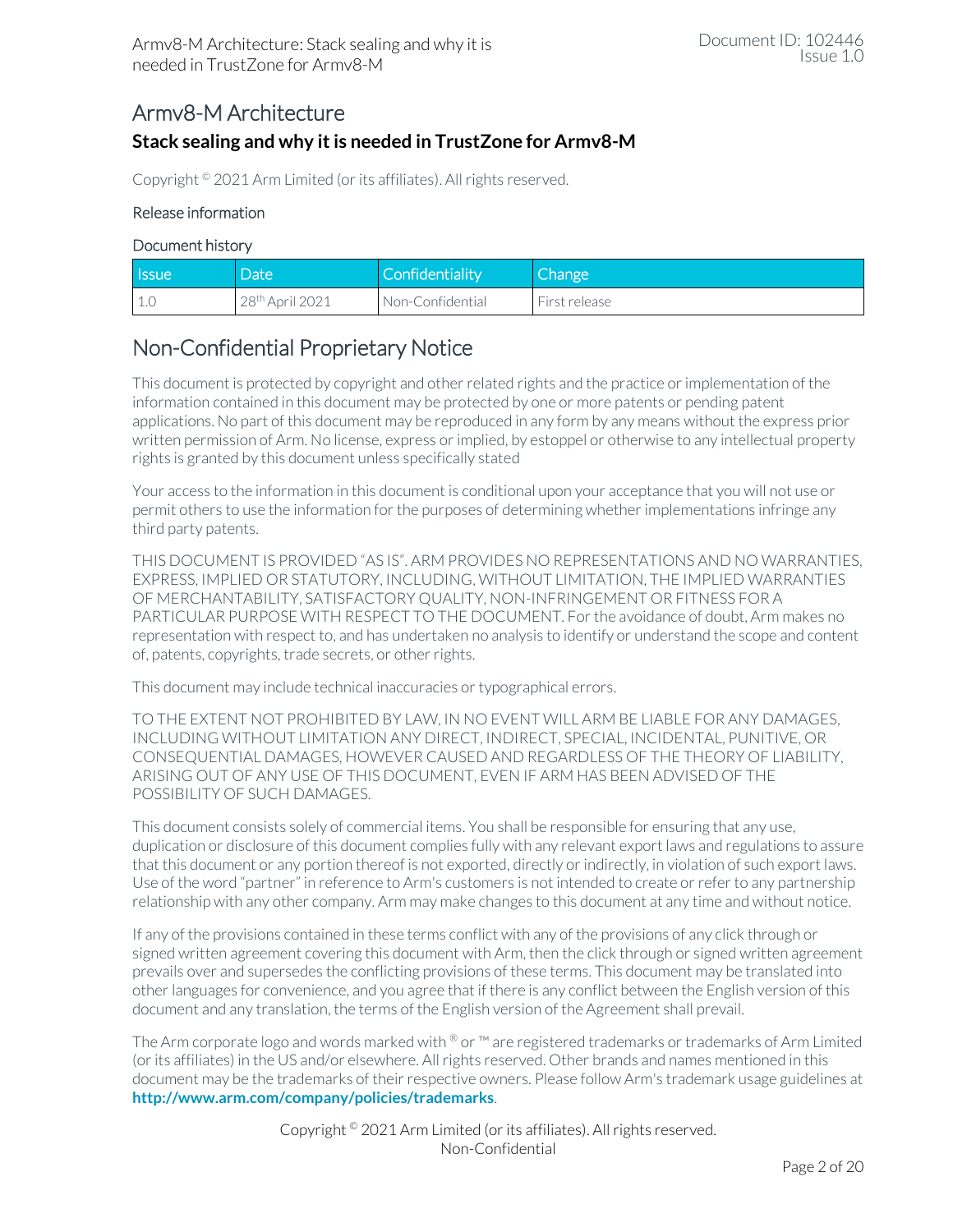# Armv8-M Architecture

## Stack sealing and why it is needed in TrustZone for Armv8-M

Copyright © 2021 Arm Limited (or its affiliates). All rights reserved.

### Release information

#### Document history

| Issue | Date | Confidentiality | Change |
|---|---|---|---|
| 1.0 | 28th April 2021 | Non-Confidential | First release |

## Non-Confidential Proprietary Notice

This document is protected by copyright and other related rights and the practice or implementation of the information contained in this document may be protected by one or more patents or pending patent applications. No part of this document may be reproduced in any form by any means without the express prior written permission of Arm. No license, express or implied, by estoppel or otherwise to any intellectual property rights is granted by this document unless specifically stated

Your access to the information in this document is conditional upon your acceptance that you will not use or permit others to use the information for the purposes of determining whether implementations infringe any third party patents.

THIS DOCUMENT IS PROVIDED "AS IS". ARM PROVIDES NO REPRESENTATIONS AND NO WARRANTIES, EXPRESS, IMPLIED OR STATUTORY, INCLUDING, WITHOUT LIMITATION, THE IMPLIED WARRANTIES OF MERCHANTABILITY, SATISFACTORY QUALITY, NON-INFRINGEMENT OR FITNESS FOR A PARTICULAR PURPOSE WITH RESPECT TO THE DOCUMENT. For the avoidance of doubt, Arm makes no representation with respect to, and has undertaken no analysis to identify or understand the scope and content of, patents, copyrights, trade secrets, or other rights.

This document may include technical inaccuracies or typographical errors.

TO THE EXTENT NOT PROHIBITED BY LAW, IN NO EVENT WILL ARM BE LIABLE FOR ANY DAMAGES, INCLUDING WITHOUT LIMITATION ANY DIRECT, INDIRECT, SPECIAL, INCIDENTAL, PUNITIVE, OR CONSEQUENTIAL DAMAGES, HOWEVER CAUSED AND REGARDLESS OF THE THEORY OF LIABILITY, ARISING OUT OF ANY USE OF THIS DOCUMENT, EVEN IF ARM HAS BEEN ADVISED OF THE POSSIBILITY OF SUCH DAMAGES.

This document consists solely of commercial items. You shall be responsible for ensuring that any use, duplication or disclosure of this document complies fully with any relevant export laws and regulations to assure that this document or any portion thereof is not exported, directly or indirectly, in violation of such export laws. Use of the word "partner" in reference to Arm's customers is not intended to create or refer to any partnership relationship with any other company. Arm may make changes to this document at any time and without notice.

If any of the provisions contained in these terms conflict with any of the provisions of any click through or signed written agreement covering this document with Arm, then the click through or signed written agreement prevails over and supersedes the conflicting provisions of these terms. This document may be translated into other languages for convenience, and you agree that if there is any conflict between the English version of this document and any translation, the terms of the English version of the Agreement shall prevail.

The Arm corporate logo and words marked with ® or ™ are registered trademarks or trademarks of Arm Limited (or its affiliates) in the US and/or elsewhere. All rights reserved. Other brands and names mentioned in this document may be the trademarks of their respective owners. Please follow Arm's trademark usage guidelines at **http://www.arm.com/company/policies/trademarks**.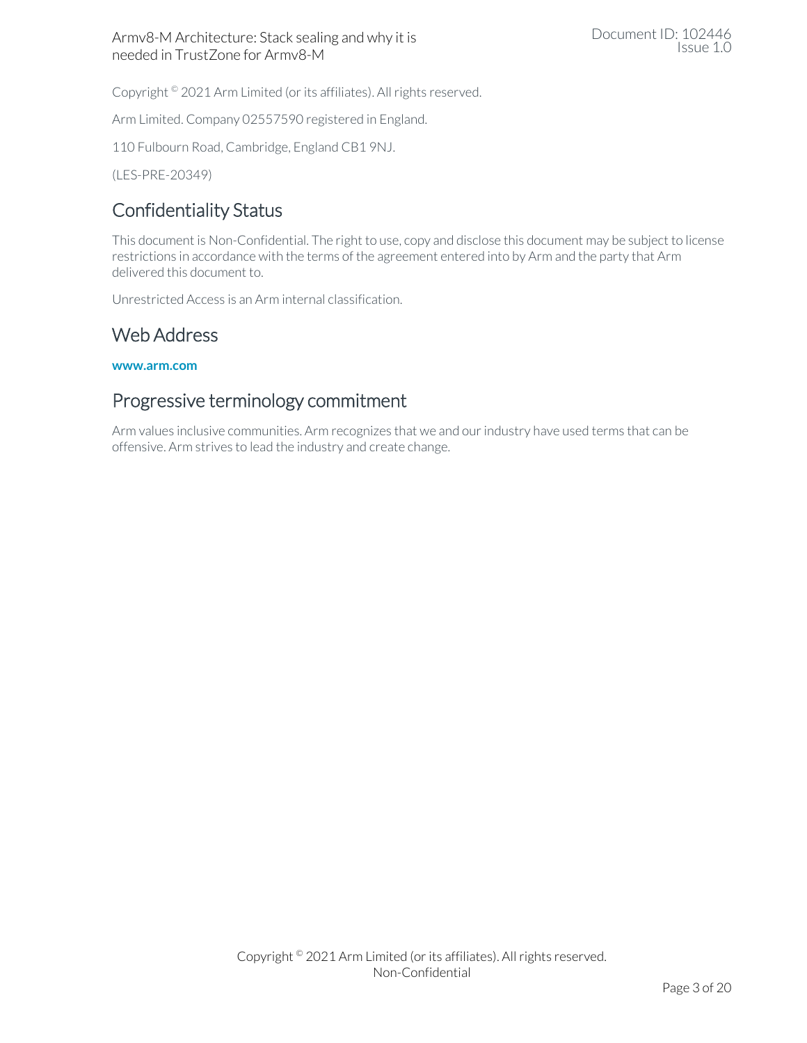Copyright © 2021 Arm Limited (or its affiliates). All rights reserved.

Arm Limited. Company 02557590 registered in England.

110 Fulbourn Road, Cambridge, England CB1 9NJ.

(LES-PRE-20349)

## Confidentiality Status

This document is Non-Confidential. The right to use, copy and disclose this document may be subject to license restrictions in accordance with the terms of the agreement entered into by Arm and the party that Arm delivered this document to.

Unrestricted Access is an Arm internal classification.

## Web Address

**www.arm.com**

## Progressive terminology commitment

Arm values inclusive communities. Arm recognizes that we and our industry have used terms that can be offensive. Arm strives to lead the industry and create change.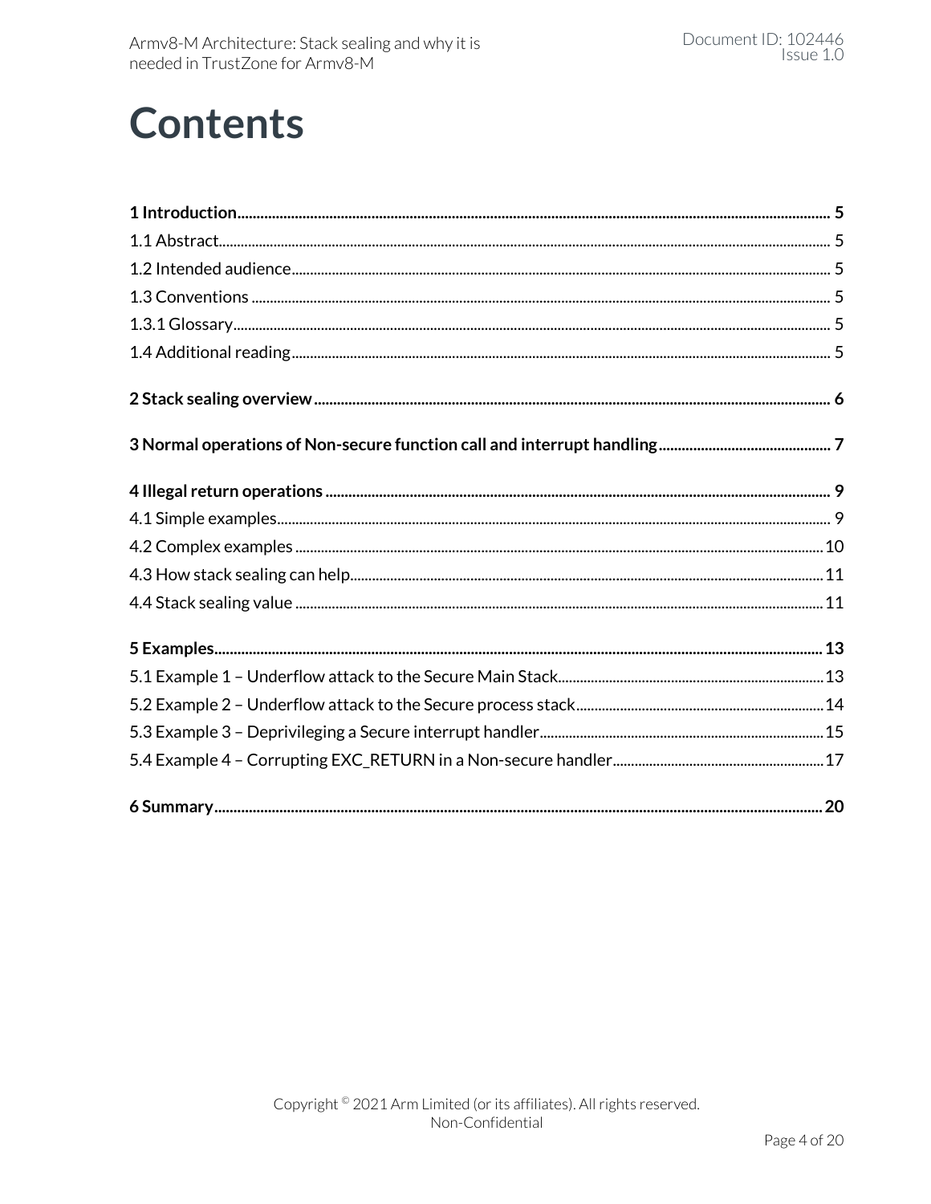# Contents

**1 Introduction** ........................................................ **5**

1.1 Abstract ........................................................ 5

1.2 Intended audience ........................................................ 5

1.3 Conventions ........................................................ 5

1.3.1 Glossary ........................................................ 5

1.4 Additional reading ........................................................ 5

**2 Stack sealing overview** ........................................................ **6**

**3 Normal operations of Non-secure function call and interrupt handling** ........................................................ **7**

**4 Illegal return operations** ........................................................ **9**

4.1 Simple examples ........................................................ 9

4.2 Complex examples ........................................................ 10

4.3 How stack sealing can help ........................................................ 11

4.4 Stack sealing value ........................................................ 11

**5 Examples** ........................................................ **13**

5.1 Example 1 – Underflow attack to the Secure Main Stack ........................................................ 13

5.2 Example 2 – Underflow attack to the Secure process stack ........................................................ 14

5.3 Example 3 – Deprivileging a Secure interrupt handler ........................................................ 15

5.4 Example 4 – Corrupting EXC_RETURN in a Non-secure handler ........................................................ 17

**6 Summary** ........................................................ **20**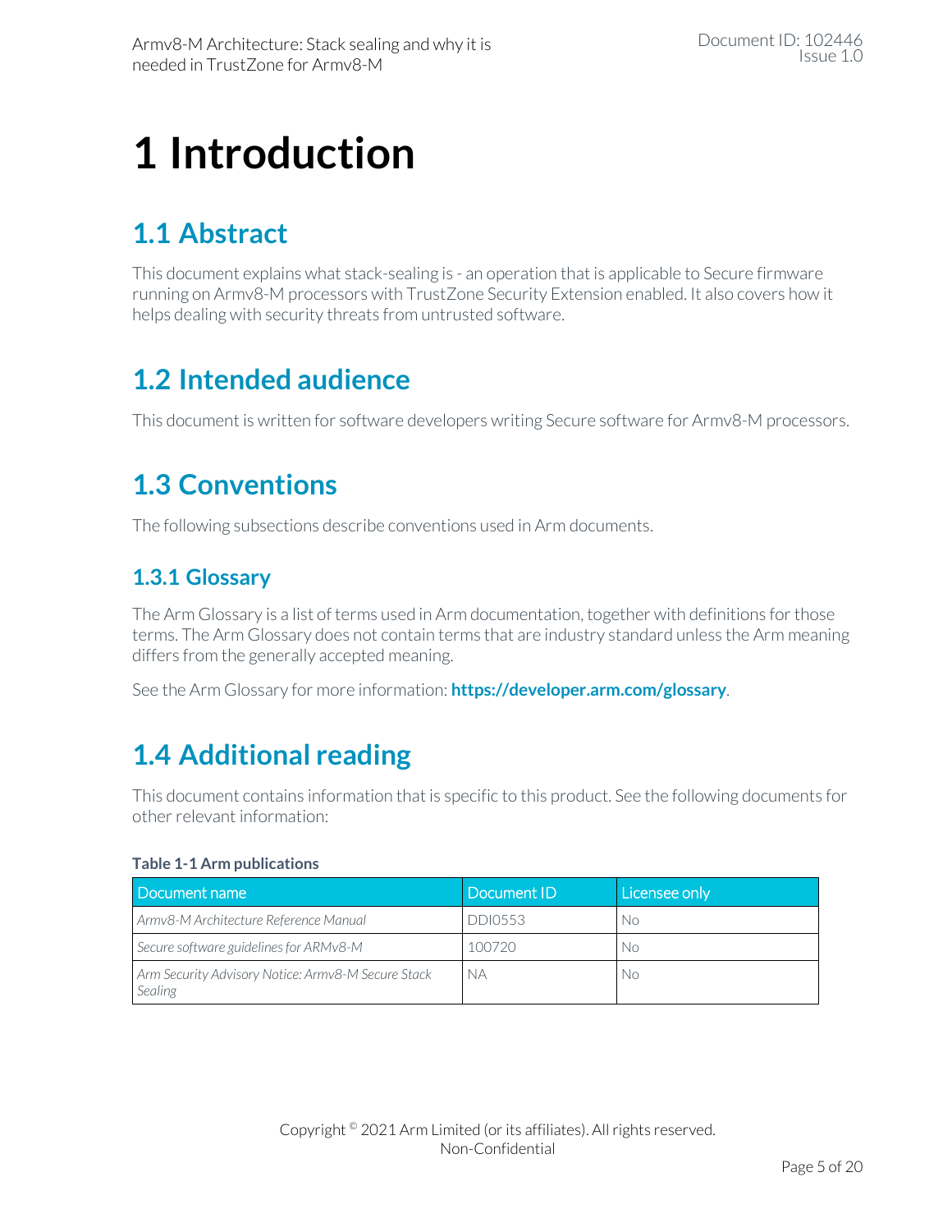# 1 Introduction

## 1.1 Abstract

This document explains what stack-sealing is - an operation that is applicable to Secure firmware running on Armv8-M processors with TrustZone Security Extension enabled. It also covers how it helps dealing with security threats from untrusted software.

## 1.2 Intended audience

This document is written for software developers writing Secure software for Armv8-M processors.

## 1.3 Conventions

The following subsections describe conventions used in Arm documents.

### 1.3.1 Glossary

The Arm Glossary is a list of terms used in Arm documentation, together with definitions for those terms. The Arm Glossary does not contain terms that are industry standard unless the Arm meaning differs from the generally accepted meaning.

See the Arm Glossary for more information: **https://developer.arm.com/glossary**.

## 1.4 Additional reading

This document contains information that is specific to this product. See the following documents for other relevant information:

**Table 1-1 Arm publications**

| Document name | Document ID | Licensee only |
|---|---|---|
| *Armv8-M Architecture Reference Manual* | DDI0553 | No |
| *Secure software guidelines for ARMv8-M* | 100720 | No |
| *Arm Security Advisory Notice: Armv8-M Secure Stack Sealing* | NA | No |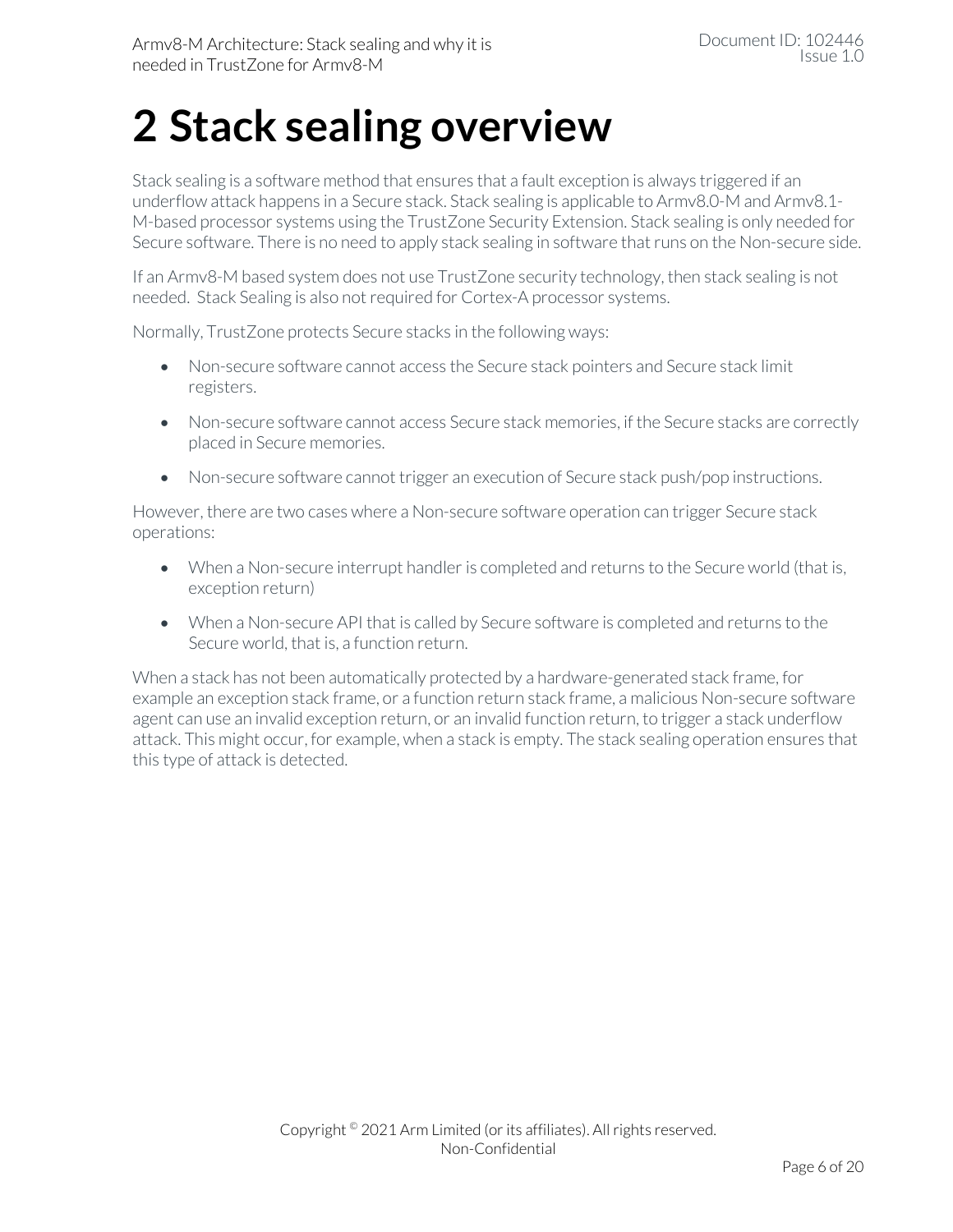# 2 Stack sealing overview

Stack sealing is a software method that ensures that a fault exception is always triggered if an underflow attack happens in a Secure stack. Stack sealing is applicable to Armv8.0-M and Armv8.1-M-based processor systems using the TrustZone Security Extension. Stack sealing is only needed for Secure software. There is no need to apply stack sealing in software that runs on the Non-secure side.

If an Armv8-M based system does not use TrustZone security technology, then stack sealing is not needed. Stack Sealing is also not required for Cortex-A processor systems.

Normally, TrustZone protects Secure stacks in the following ways:

- Non-secure software cannot access the Secure stack pointers and Secure stack limit registers.
- Non-secure software cannot access Secure stack memories, if the Secure stacks are correctly placed in Secure memories.
- Non-secure software cannot trigger an execution of Secure stack push/pop instructions.

However, there are two cases where a Non-secure software operation can trigger Secure stack operations:

- When a Non-secure interrupt handler is completed and returns to the Secure world (that is, exception return)
- When a Non-secure API that is called by Secure software is completed and returns to the Secure world, that is, a function return.

When a stack has not been automatically protected by a hardware-generated stack frame, for example an exception stack frame, or a function return stack frame, a malicious Non-secure software agent can use an invalid exception return, or an invalid function return, to trigger a stack underflow attack. This might occur, for example, when a stack is empty. The stack sealing operation ensures that this type of attack is detected.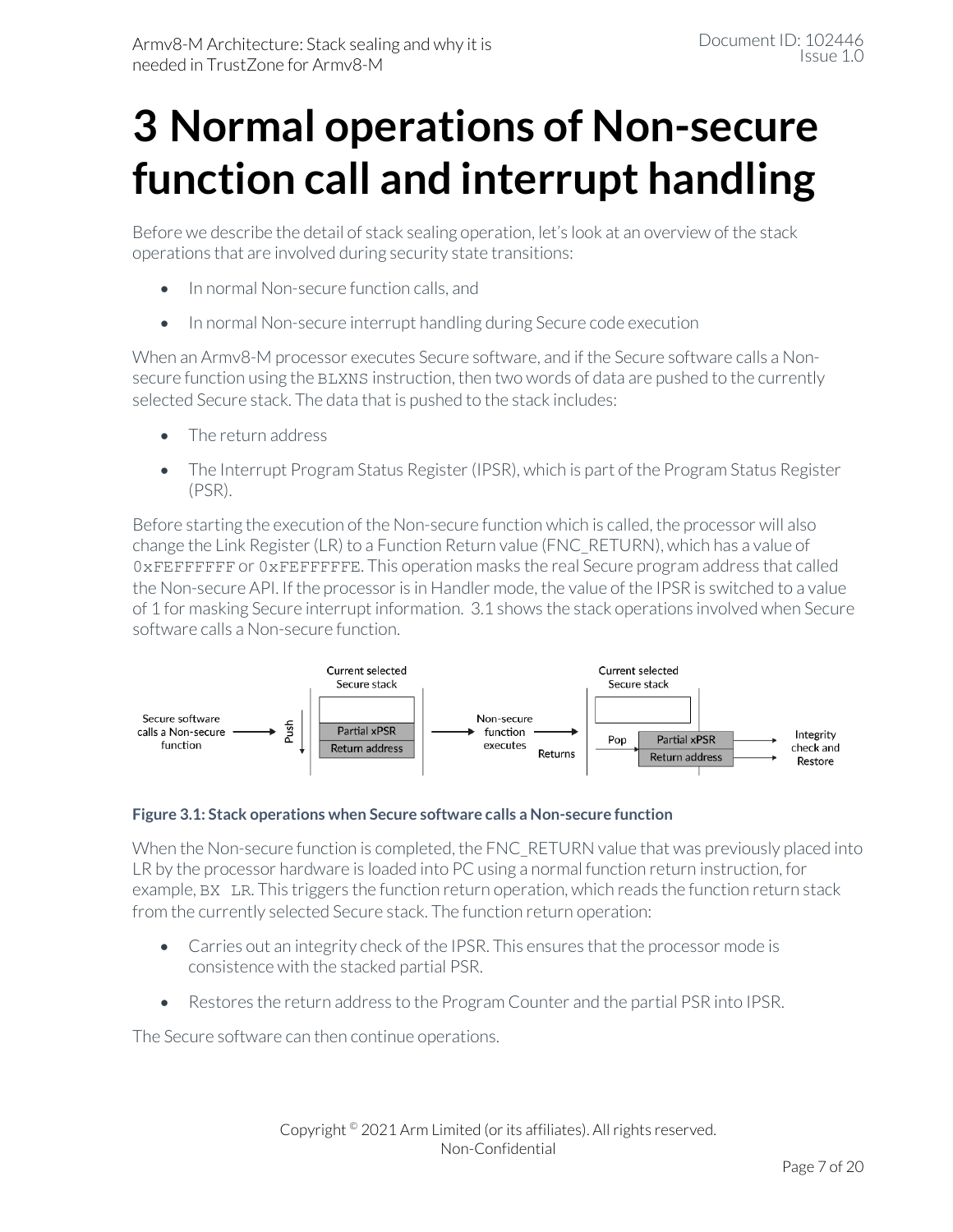# 3 Normal operations of Non-secure function call and interrupt handling

Before we describe the detail of stack sealing operation, let's look at an overview of the stack operations that are involved during security state transitions:

- In normal Non-secure function calls, and
- In normal Non-secure interrupt handling during Secure code execution

When an Armv8-M processor executes Secure software, and if the Secure software calls a Non-secure function using the `BLXNS` instruction, then two words of data are pushed to the currently selected Secure stack. The data that is pushed to the stack includes:

- The return address
- The Interrupt Program Status Register (IPSR), which is part of the Program Status Register (PSR).

Before starting the execution of the Non-secure function which is called, the processor will also change the Link Register (LR) to a Function Return value (FNC_RETURN), which has a value of `0xFEFFFFFF` or `0xFEFFFFFE`. This operation masks the real Secure program address that called the Non-secure API. If the processor is in Handler mode, the value of the IPSR is switched to a value of 1 for masking Secure interrupt information. 3.1 shows the stack operations involved when Secure software calls a Non-secure function.

**Figure 3.1: Stack operations when Secure software calls a Non-secure function**

When the Non-secure function is completed, the FNC_RETURN value that was previously placed into LR by the processor hardware is loaded into PC using a normal function return instruction, for example, `BX LR`. This triggers the function return operation, which reads the function return stack from the currently selected Secure stack. The function return operation:

- Carries out an integrity check of the IPSR. This ensures that the processor mode is consistence with the stacked partial PSR.
- Restores the return address to the Program Counter and the partial PSR into IPSR.

The Secure software can then continue operations.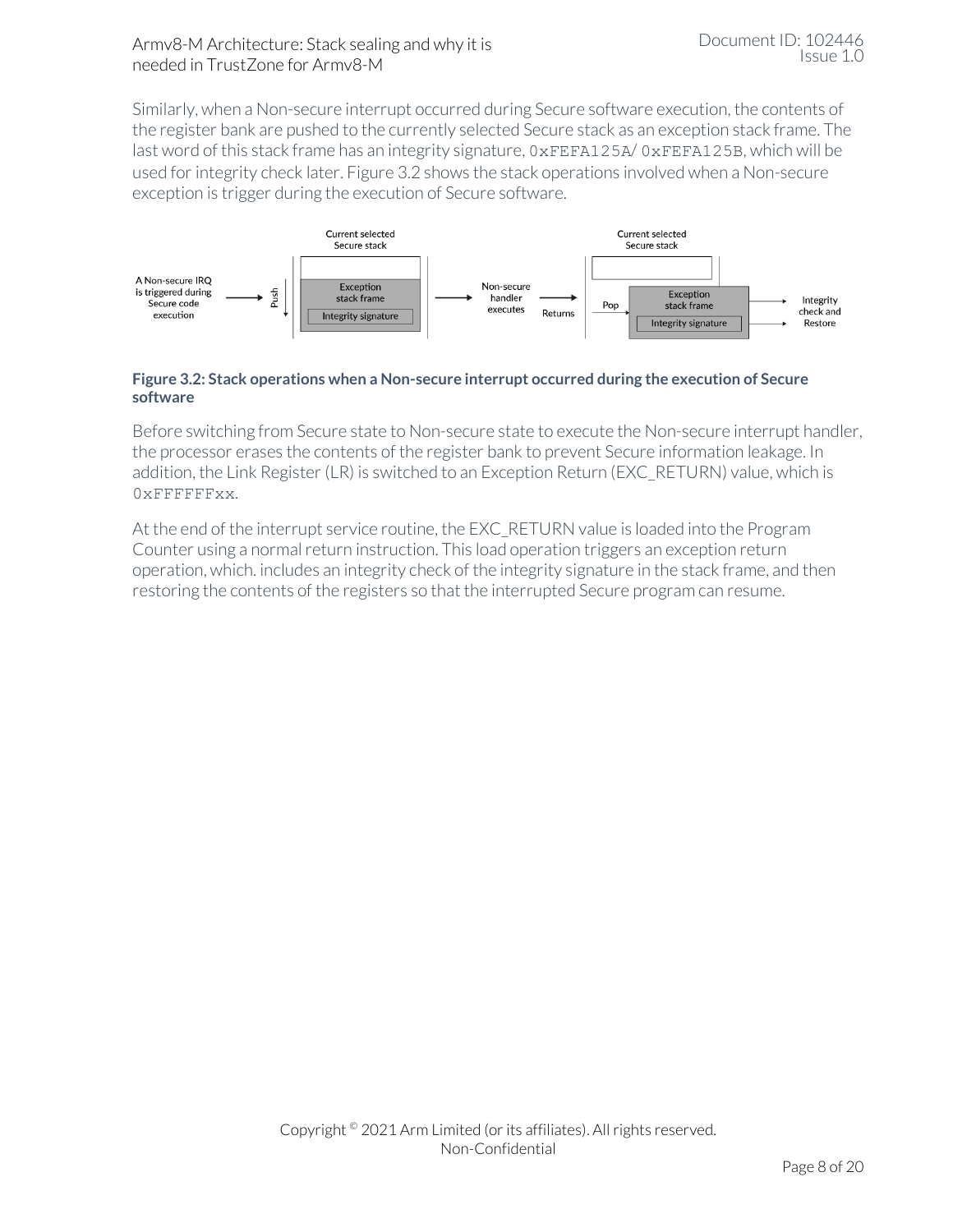Similarly, when a Non-secure interrupt occurred during Secure software execution, the contents of the register bank are pushed to the currently selected Secure stack as an exception stack frame. The last word of this stack frame has an integrity signature, `0xFEFA125A`/ `0xFEFA125B`, which will be used for integrity check later. Figure 3.2 shows the stack operations involved when a Non-secure exception is trigger during the execution of Secure software.

**Figure 3.2: Stack operations when a Non-secure interrupt occurred during the execution of Secure software**

Before switching from Secure state to Non-secure state to execute the Non-secure interrupt handler, the processor erases the contents of the register bank to prevent Secure information leakage. In addition, the Link Register (LR) is switched to an Exception Return (EXC_RETURN) value, which is `0xFFFFFFxx`.

At the end of the interrupt service routine, the EXC_RETURN value is loaded into the Program Counter using a normal return instruction. This load operation triggers an exception return operation, which. includes an integrity check of the integrity signature in the stack frame, and then restoring the contents of the registers so that the interrupted Secure program can resume.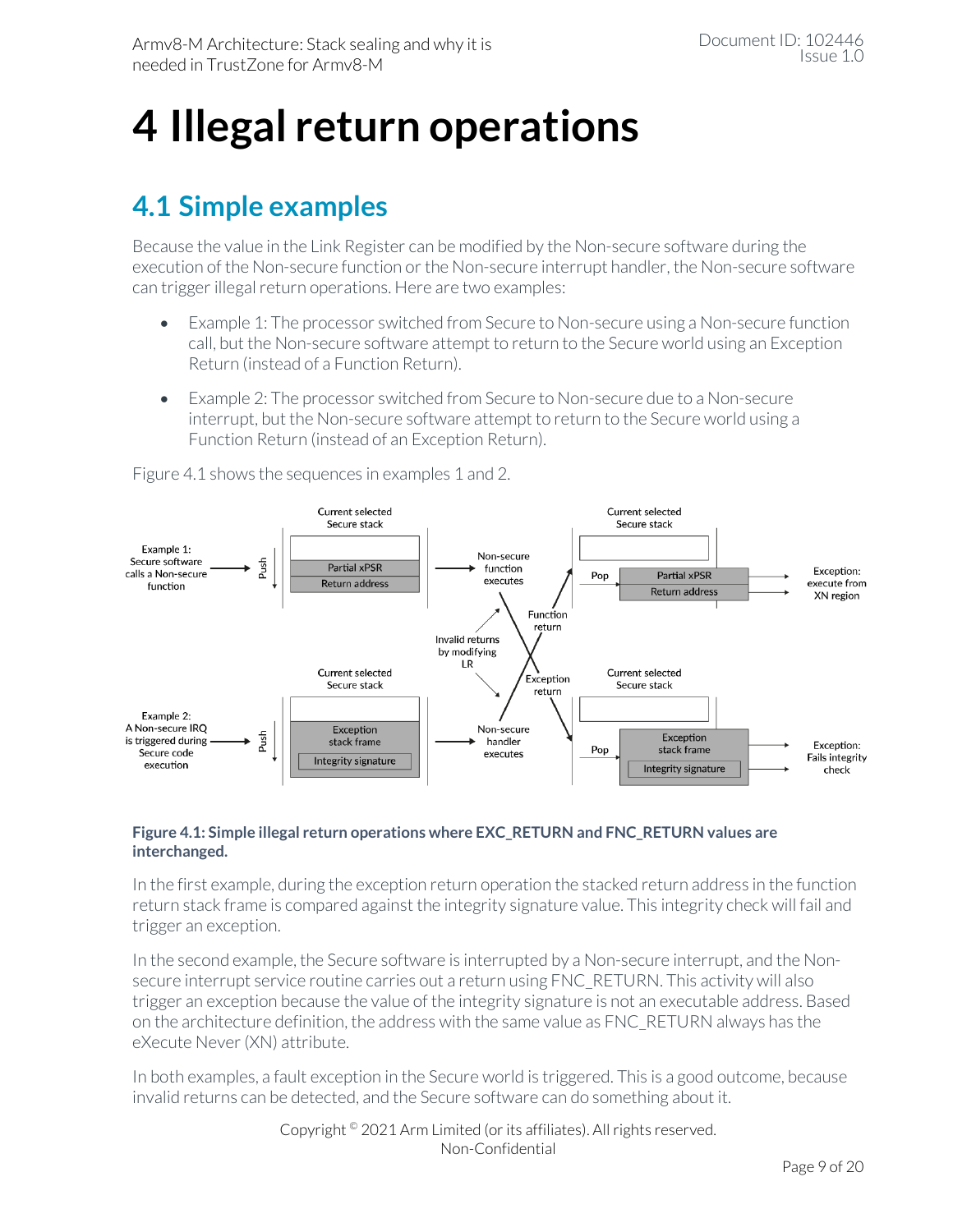# 4 Illegal return operations

## 4.1 Simple examples

Because the value in the Link Register can be modified by the Non-secure software during the execution of the Non-secure function or the Non-secure interrupt handler, the Non-secure software can trigger illegal return operations. Here are two examples:

- Example 1: The processor switched from Secure to Non-secure using a Non-secure function call, but the Non-secure software attempt to return to the Secure world using an Exception Return (instead of a Function Return).
- Example 2: The processor switched from Secure to Non-secure due to a Non-secure interrupt, but the Non-secure software attempt to return to the Secure world using a Function Return (instead of an Exception Return).

Figure 4.1 shows the sequences in examples 1 and 2.

**Figure 4.1: Simple illegal return operations where EXC_RETURN and FNC_RETURN values are interchanged.**

In the first example, during the exception return operation the stacked return address in the function return stack frame is compared against the integrity signature value. This integrity check will fail and trigger an exception.

In the second example, the Secure software is interrupted by a Non-secure interrupt, and the Non-secure interrupt service routine carries out a return using FNC_RETURN. This activity will also trigger an exception because the value of the integrity signature is not an executable address. Based on the architecture definition, the address with the same value as FNC_RETURN always has the eXecute Never (XN) attribute.

In both examples, a fault exception in the Secure world is triggered. This is a good outcome, because invalid returns can be detected, and the Secure software can do something about it.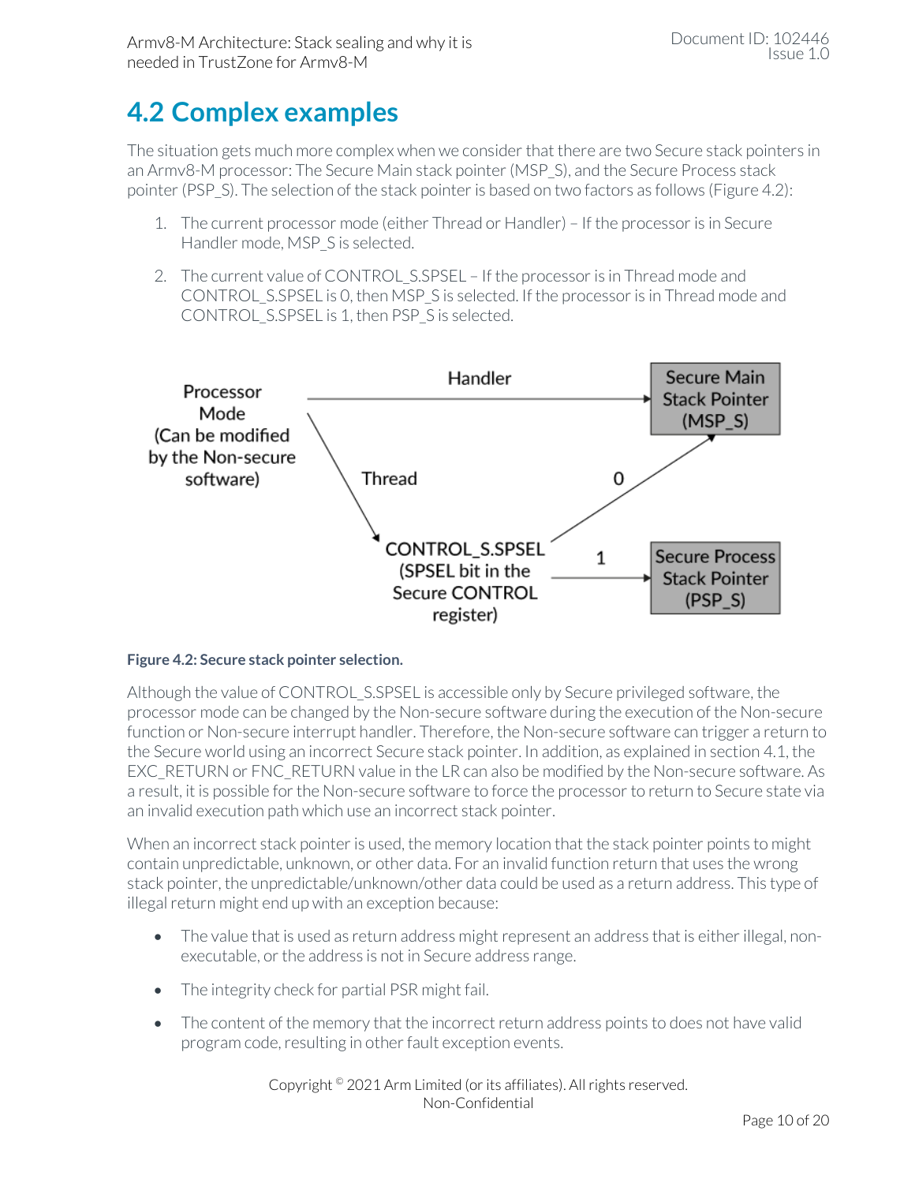## 4.2 Complex examples

The situation gets much more complex when we consider that there are two Secure stack pointers in an Armv8-M processor: The Secure Main stack pointer (MSP_S), and the Secure Process stack pointer (PSP_S). The selection of the stack pointer is based on two factors as follows (Figure 4.2):

1. The current processor mode (either Thread or Handler) – If the processor is in Secure Handler mode, MSP_S is selected.
2. The current value of CONTROL_S.SPSEL – If the processor is in Thread mode and CONTROL_S.SPSEL is 0, then MSP_S is selected. If the processor is in Thread mode and CONTROL_S.SPSEL is 1, then PSP_S is selected.

Processor Mode (Can be modified by the Non-secure software) — Handler → Secure Main Stack Pointer (MSP_S)

Processor Mode — Thread → CONTROL_S.SPSEL (SPSEL bit in the Secure CONTROL register)

CONTROL_S.SPSEL — 0 → Secure Main Stack Pointer (MSP_S)

CONTROL_S.SPSEL — 1 → Secure Process Stack Pointer (PSP_S)

**Figure 4.2: Secure stack pointer selection.**

Although the value of CONTROL_S.SPSEL is accessible only by Secure privileged software, the processor mode can be changed by the Non-secure software during the execution of the Non-secure function or Non-secure interrupt handler. Therefore, the Non-secure software can trigger a return to the Secure world using an incorrect Secure stack pointer. In addition, as explained in section 4.1, the EXC_RETURN or FNC_RETURN value in the LR can also be modified by the Non-secure software. As a result, it is possible for the Non-secure software to force the processor to return to Secure state via an invalid execution path which use an incorrect stack pointer.

When an incorrect stack pointer is used, the memory location that the stack pointer points to might contain unpredictable, unknown, or other data. For an invalid function return that uses the wrong stack pointer, the unpredictable/unknown/other data could be used as a return address. This type of illegal return might end up with an exception because:

- The value that is used as return address might represent an address that is either illegal, non-executable, or the address is not in Secure address range.
- The integrity check for partial PSR might fail.
- The content of the memory that the incorrect return address points to does not have valid program code, resulting in other fault exception events.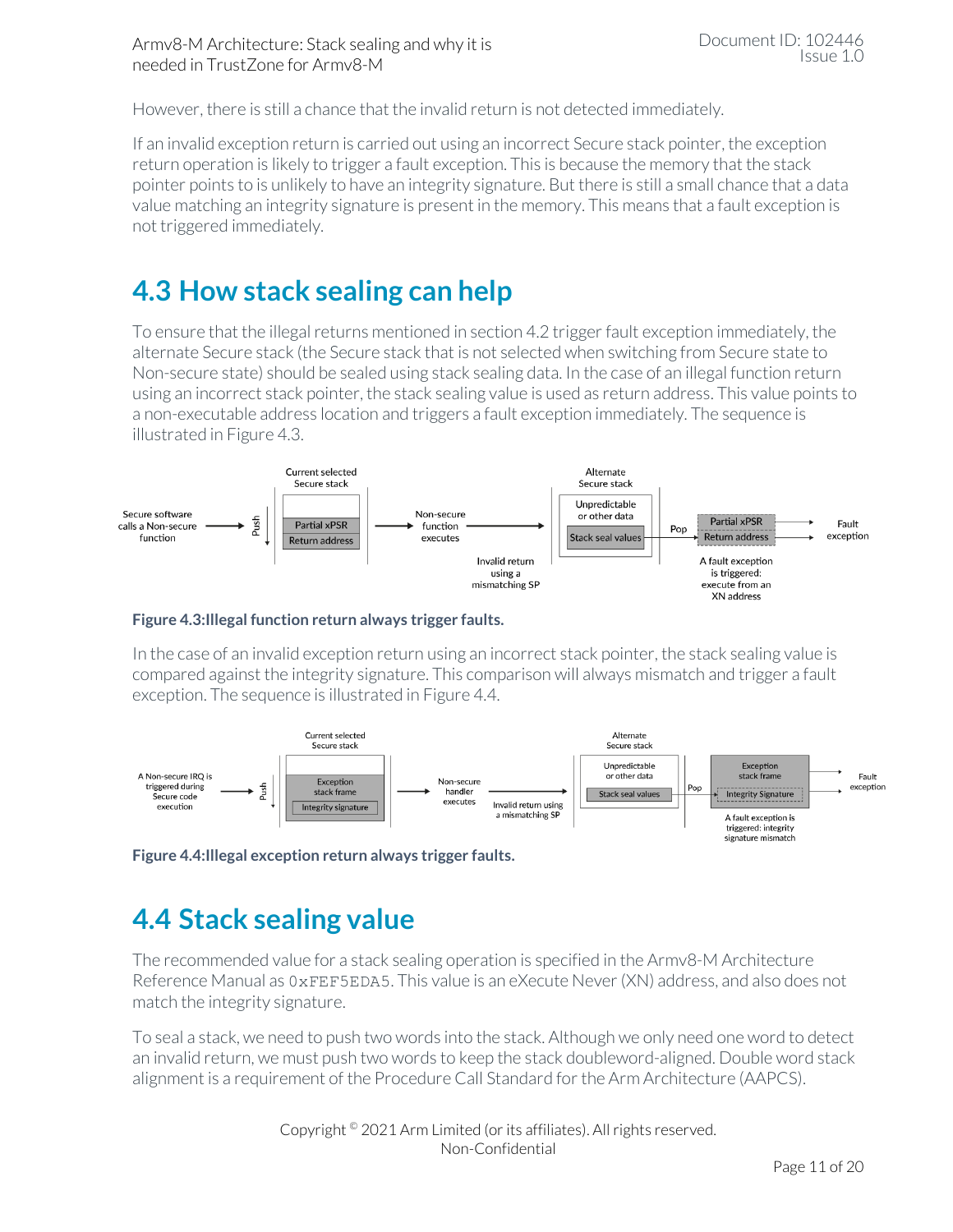However, there is still a chance that the invalid return is not detected immediately.

If an invalid exception return is carried out using an incorrect Secure stack pointer, the exception return operation is likely to trigger a fault exception. This is because the memory that the stack pointer points to is unlikely to have an integrity signature. But there is still a small chance that a data value matching an integrity signature is present in the memory. This means that a fault exception is not triggered immediately.

## 4.3 How stack sealing can help

To ensure that the illegal returns mentioned in section 4.2 trigger fault exception immediately, the alternate Secure stack (the Secure stack that is not selected when switching from Secure state to Non-secure state) should be sealed using stack sealing data. In the case of an illegal function return using an incorrect stack pointer, the stack sealing value is used as return address. This value points to a non-executable address location and triggers a fault exception immediately. The sequence is illustrated in Figure 4.3.

**Figure 4.3:Illegal function return always trigger faults.**

In the case of an invalid exception return using an incorrect stack pointer, the stack sealing value is compared against the integrity signature. This comparison will always mismatch and trigger a fault exception. The sequence is illustrated in Figure 4.4.

**Figure 4.4:Illegal exception return always trigger faults.**

## 4.4 Stack sealing value

The recommended value for a stack sealing operation is specified in the Armv8-M Architecture Reference Manual as `0xFEF5EDA5`. This value is an eXecute Never (XN) address, and also does not match the integrity signature.

To seal a stack, we need to push two words into the stack. Although we only need one word to detect an invalid return, we must push two words to keep the stack doubleword-aligned. Double word stack alignment is a requirement of the Procedure Call Standard for the Arm Architecture (AAPCS).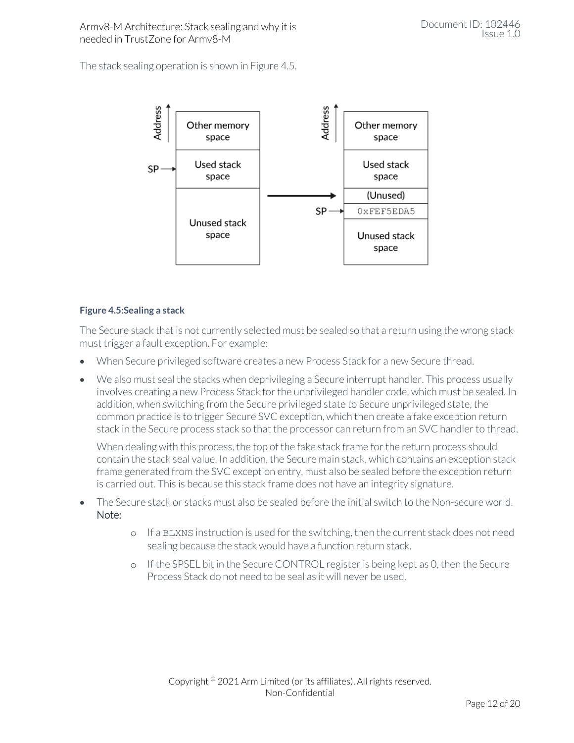The stack sealing operation is shown in Figure 4.5.

**Figure 4.5:Sealing a stack**

The Secure stack that is not currently selected must be sealed so that a return using the wrong stack must trigger a fault exception. For example:

- When Secure privileged software creates a new Process Stack for a new Secure thread.
- We also must seal the stacks when deprivileging a Secure interrupt handler. This process usually involves creating a new Process Stack for the unprivileged handler code, which must be sealed. In addition, when switching from the Secure privileged state to Secure unprivileged state, the common practice is to trigger Secure SVC exception, which then create a fake exception return stack in the Secure process stack so that the processor can return from an SVC handler to thread.

  When dealing with this process, the top of the fake stack frame for the return process should contain the stack seal value. In addition, the Secure main stack, which contains an exception stack frame generated from the SVC exception entry, must also be sealed before the exception return is carried out. This is because this stack frame does not have an integrity signature.
- The Secure stack or stacks must also be sealed before the initial switch to the Non-secure world.
  Note:
  - If a `BLXNS` instruction is used for the switching, then the current stack does not need sealing because the stack would have a function return stack.
  - If the SPSEL bit in the Secure CONTROL register is being kept as 0, then the Secure Process Stack do not need to be seal as it will never be used.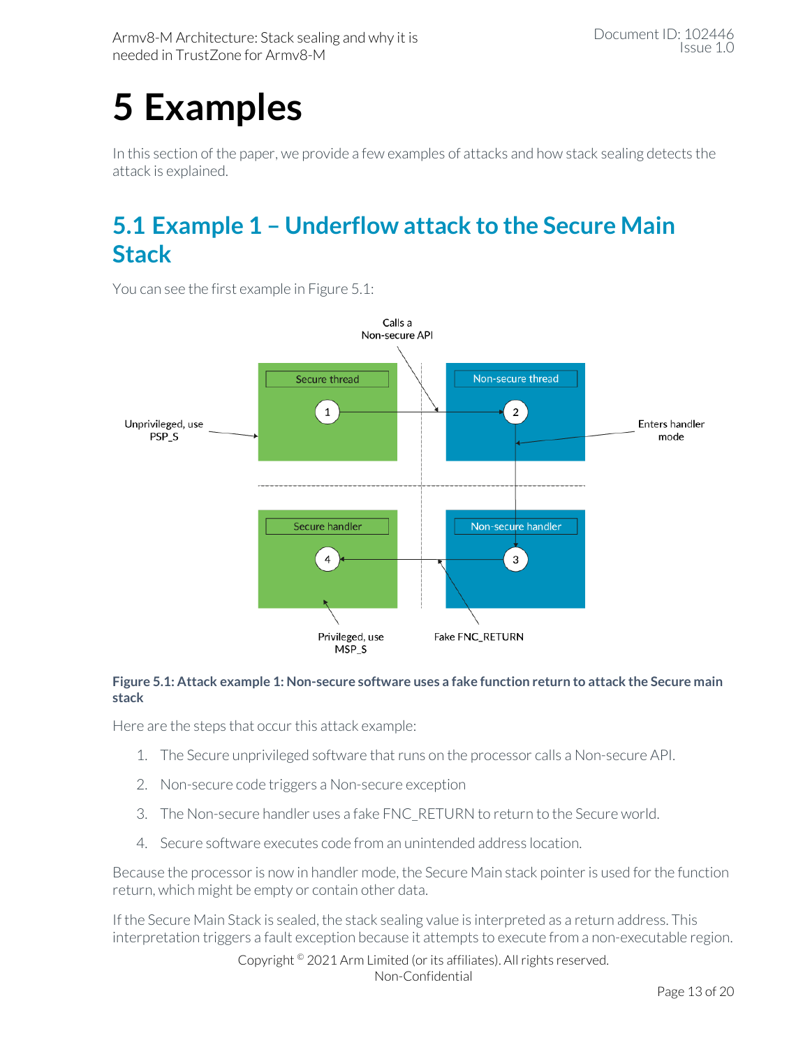# 5 Examples

In this section of the paper, we provide a few examples of attacks and how stack sealing detects the attack is explained.

## 5.1 Example 1 – Underflow attack to the Secure Main Stack

You can see the first example in Figure 5.1:

**Figure 5.1: Attack example 1: Non-secure software uses a fake function return to attack the Secure main stack**

Here are the steps that occur this attack example:

1. The Secure unprivileged software that runs on the processor calls a Non-secure API.
2. Non-secure code triggers a Non-secure exception
3. The Non-secure handler uses a fake FNC_RETURN to return to the Secure world.
4. Secure software executes code from an unintended address location.

Because the processor is now in handler mode, the Secure Main stack pointer is used for the function return, which might be empty or contain other data.

If the Secure Main Stack is sealed, the stack sealing value is interpreted as a return address. This interpretation triggers a fault exception because it attempts to execute from a non-executable region.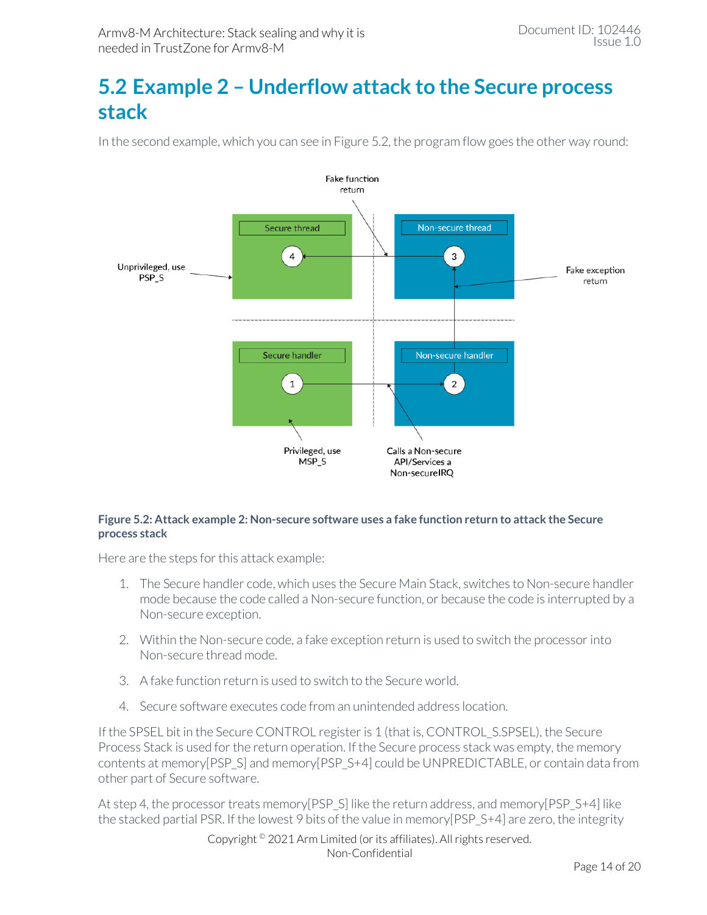## 5.2 Example 2 – Underflow attack to the Secure process stack

In the second example, which you can see in Figure 5.2, the program flow goes the other way round:

**Figure 5.2: Attack example 2: Non-secure software uses a fake function return to attack the Secure process stack**

Here are the steps for this attack example:

1. The Secure handler code, which uses the Secure Main Stack, switches to Non-secure handler mode because the code called a Non-secure function, or because the code is interrupted by a Non-secure exception.
2. Within the Non-secure code, a fake exception return is used to switch the processor into Non-secure thread mode.
3. A fake function return is used to switch to the Secure world.
4. Secure software executes code from an unintended address location.

If the SPSEL bit in the Secure CONTROL register is 1 (that is, CONTROL_S.SPSEL), the Secure Process Stack is used for the return operation. If the Secure process stack was empty, the memory contents at memory[PSP_S] and memory[PSP_S+4] could be UNPREDICTABLE, or contain data from other part of Secure software.

At step 4, the processor treats memory[PSP_S] like the return address, and memory[PSP_S+4] like the stacked partial PSR. If the lowest 9 bits of the value in memory[PSP_S+4] are zero, the integrity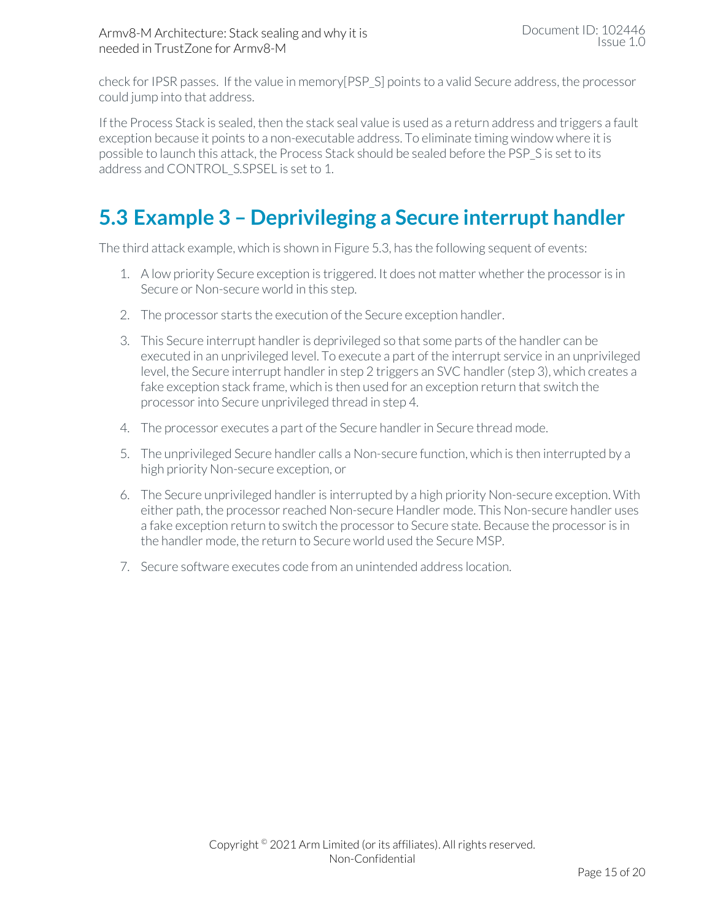check for IPSR passes. If the value in memory[PSP_S] points to a valid Secure address, the processor could jump into that address.

If the Process Stack is sealed, then the stack seal value is used as a return address and triggers a fault exception because it points to a non-executable address. To eliminate timing window where it is possible to launch this attack, the Process Stack should be sealed before the PSP_S is set to its address and CONTROL_S.SPSEL is set to 1.

## 5.3 Example 3 – Deprivileging a Secure interrupt handler

The third attack example, which is shown in Figure 5.3, has the following sequent of events:

1. A low priority Secure exception is triggered. It does not matter whether the processor is in Secure or Non-secure world in this step.
2. The processor starts the execution of the Secure exception handler.
3. This Secure interrupt handler is deprivileged so that some parts of the handler can be executed in an unprivileged level. To execute a part of the interrupt service in an unprivileged level, the Secure interrupt handler in step 2 triggers an SVC handler (step 3), which creates a fake exception stack frame, which is then used for an exception return that switch the processor into Secure unprivileged thread in step 4.
4. The processor executes a part of the Secure handler in Secure thread mode.
5. The unprivileged Secure handler calls a Non-secure function, which is then interrupted by a high priority Non-secure exception, or
6. The Secure unprivileged handler is interrupted by a high priority Non-secure exception. With either path, the processor reached Non-secure Handler mode. This Non-secure handler uses a fake exception return to switch the processor to Secure state. Because the processor is in the handler mode, the return to Secure world used the Secure MSP.
7. Secure software executes code from an unintended address location.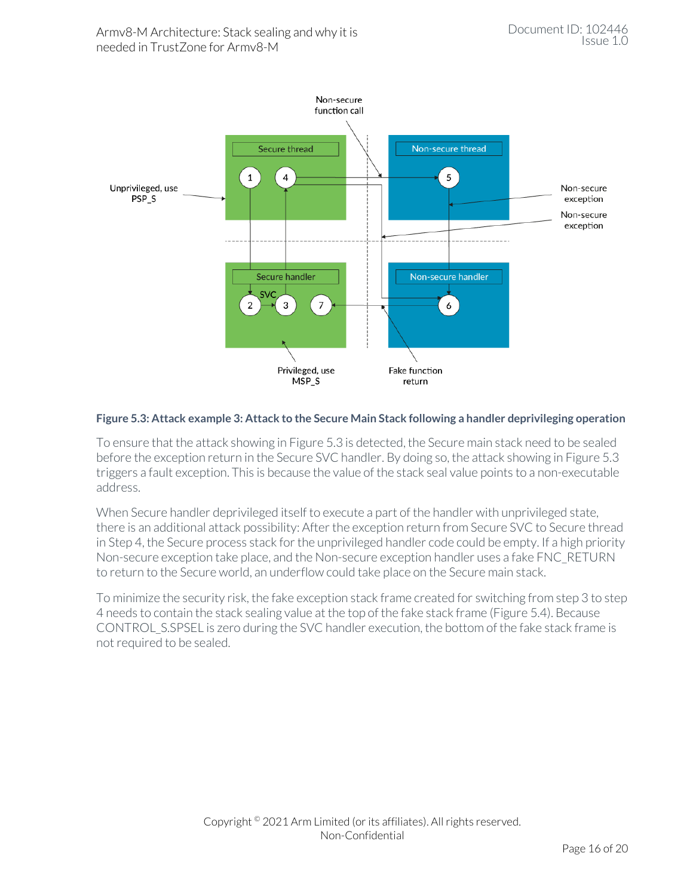**Figure 5.3: Attack example 3: Attack to the Secure Main Stack following a handler deprivileging operation**

To ensure that the attack showing in Figure 5.3 is detected, the Secure main stack need to be sealed before the exception return in the Secure SVC handler. By doing so, the attack showing in Figure 5.3 triggers a fault exception. This is because the value of the stack seal value points to a non-executable address.

When Secure handler deprivileged itself to execute a part of the handler with unprivileged state, there is an additional attack possibility: After the exception return from Secure SVC to Secure thread in Step 4, the Secure process stack for the unprivileged handler code could be empty. If a high priority Non-secure exception take place, and the Non-secure exception handler uses a fake FNC_RETURN to return to the Secure world, an underflow could take place on the Secure main stack.

To minimize the security risk, the fake exception stack frame created for switching from step 3 to step 4 needs to contain the stack sealing value at the top of the fake stack frame (Figure 5.4). Because CONTROL_S.SPSEL is zero during the SVC handler execution, the bottom of the fake stack frame is not required to be sealed.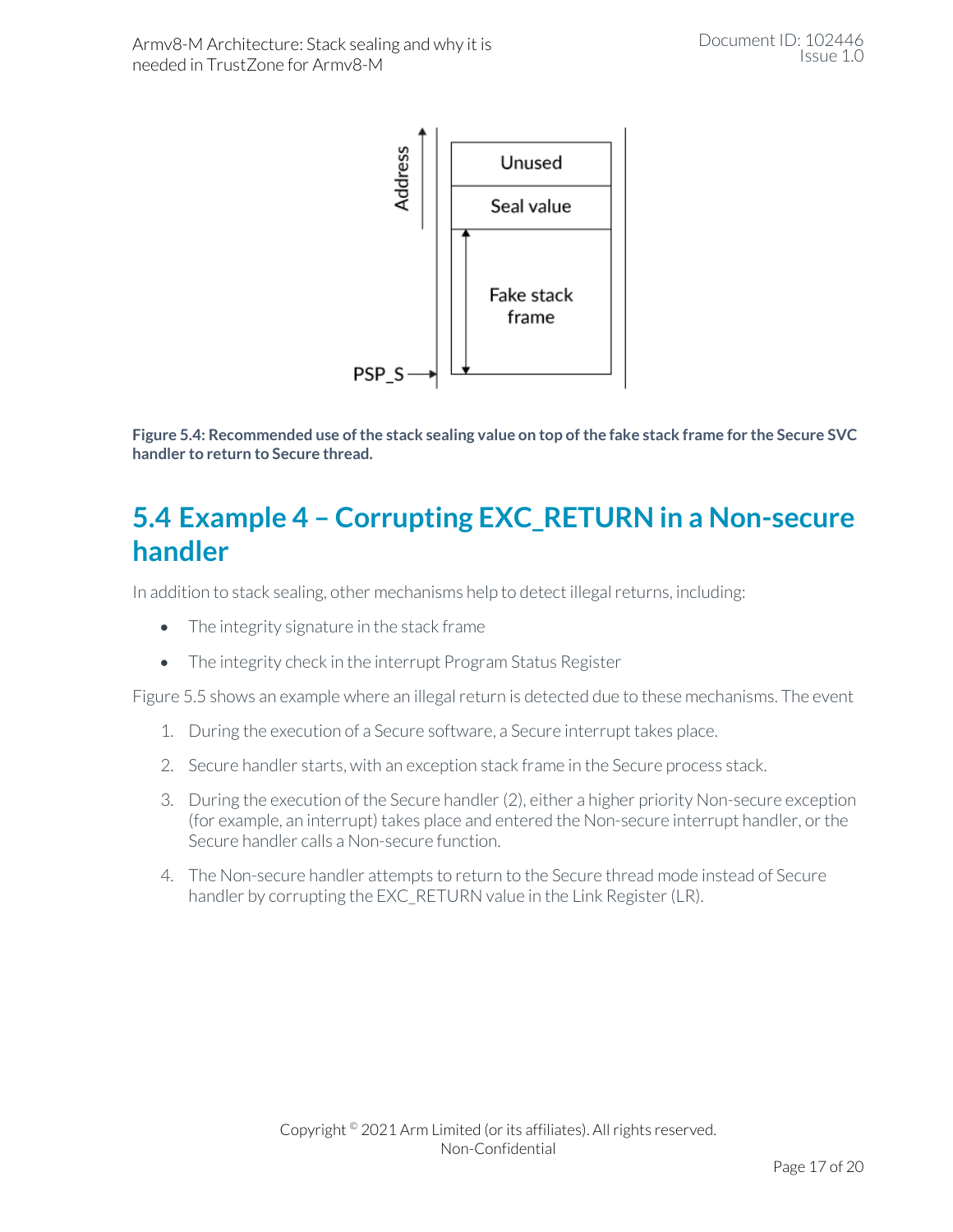**Figure 5.4: Recommended use of the stack sealing value on top of the fake stack frame for the Secure SVC handler to return to Secure thread.**

## 5.4 Example 4 – Corrupting EXC_RETURN in a Non-secure handler

In addition to stack sealing, other mechanisms help to detect illegal returns, including:

- The integrity signature in the stack frame
- The integrity check in the interrupt Program Status Register

Figure 5.5 shows an example where an illegal return is detected due to these mechanisms. The event

1. During the execution of a Secure software, a Secure interrupt takes place.
2. Secure handler starts, with an exception stack frame in the Secure process stack.
3. During the execution of the Secure handler (2), either a higher priority Non-secure exception (for example, an interrupt) takes place and entered the Non-secure interrupt handler, or the Secure handler calls a Non-secure function.
4. The Non-secure handler attempts to return to the Secure thread mode instead of Secure handler by corrupting the EXC_RETURN value in the Link Register (LR).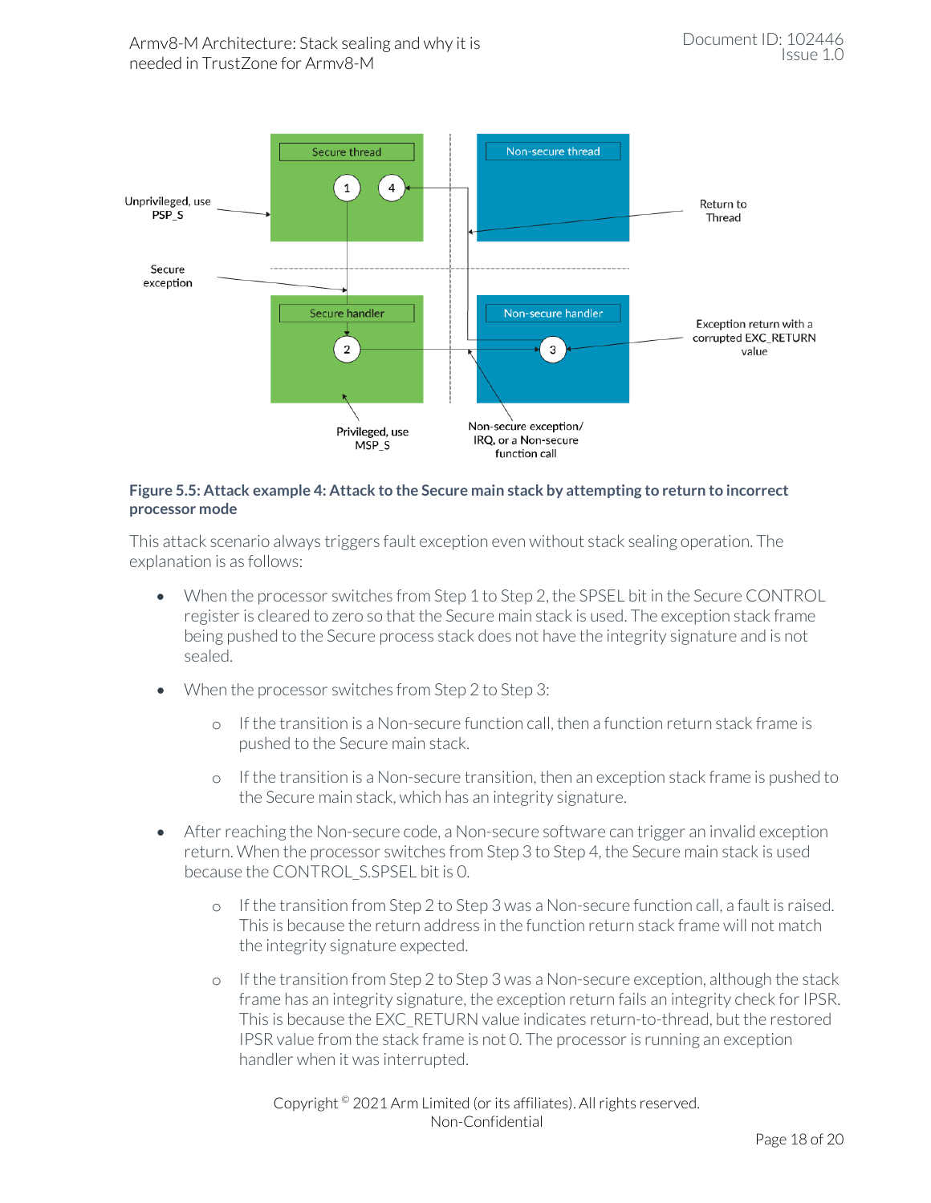**Figure 5.5: Attack example 4: Attack to the Secure main stack by attempting to return to incorrect processor mode**

This attack scenario always triggers fault exception even without stack sealing operation. The explanation is as follows:

- When the processor switches from Step 1 to Step 2, the SPSEL bit in the Secure CONTROL register is cleared to zero so that the Secure main stack is used. The exception stack frame being pushed to the Secure process stack does not have the integrity signature and is not sealed.
- When the processor switches from Step 2 to Step 3:
  - If the transition is a Non-secure function call, then a function return stack frame is pushed to the Secure main stack.
  - If the transition is a Non-secure transition, then an exception stack frame is pushed to the Secure main stack, which has an integrity signature.
- After reaching the Non-secure code, a Non-secure software can trigger an invalid exception return. When the processor switches from Step 3 to Step 4, the Secure main stack is used because the CONTROL_S.SPSEL bit is 0.
  - If the transition from Step 2 to Step 3 was a Non-secure function call, a fault is raised. This is because the return address in the function return stack frame will not match the integrity signature expected.
  - If the transition from Step 2 to Step 3 was a Non-secure exception, although the stack frame has an integrity signature, the exception return fails an integrity check for IPSR. This is because the EXC_RETURN value indicates return-to-thread, but the restored IPSR value from the stack frame is not 0. The processor is running an exception handler when it was interrupted.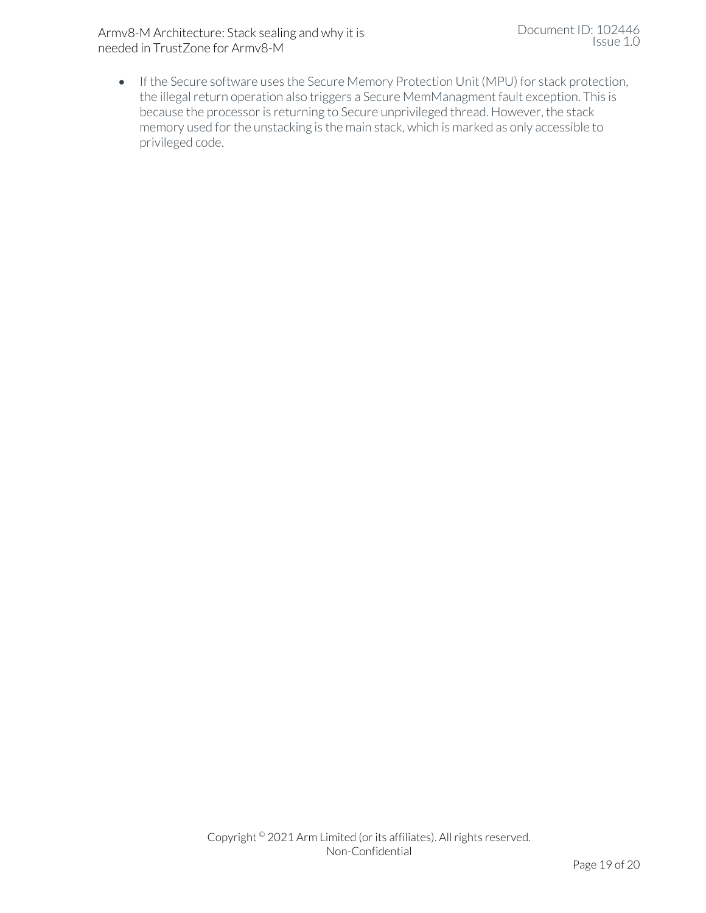- If the Secure software uses the Secure Memory Protection Unit (MPU) for stack protection, the illegal return operation also triggers a Secure MemManagment fault exception. This is because the processor is returning to Secure unprivileged thread. However, the stack memory used for the unstacking is the main stack, which is marked as only accessible to privileged code.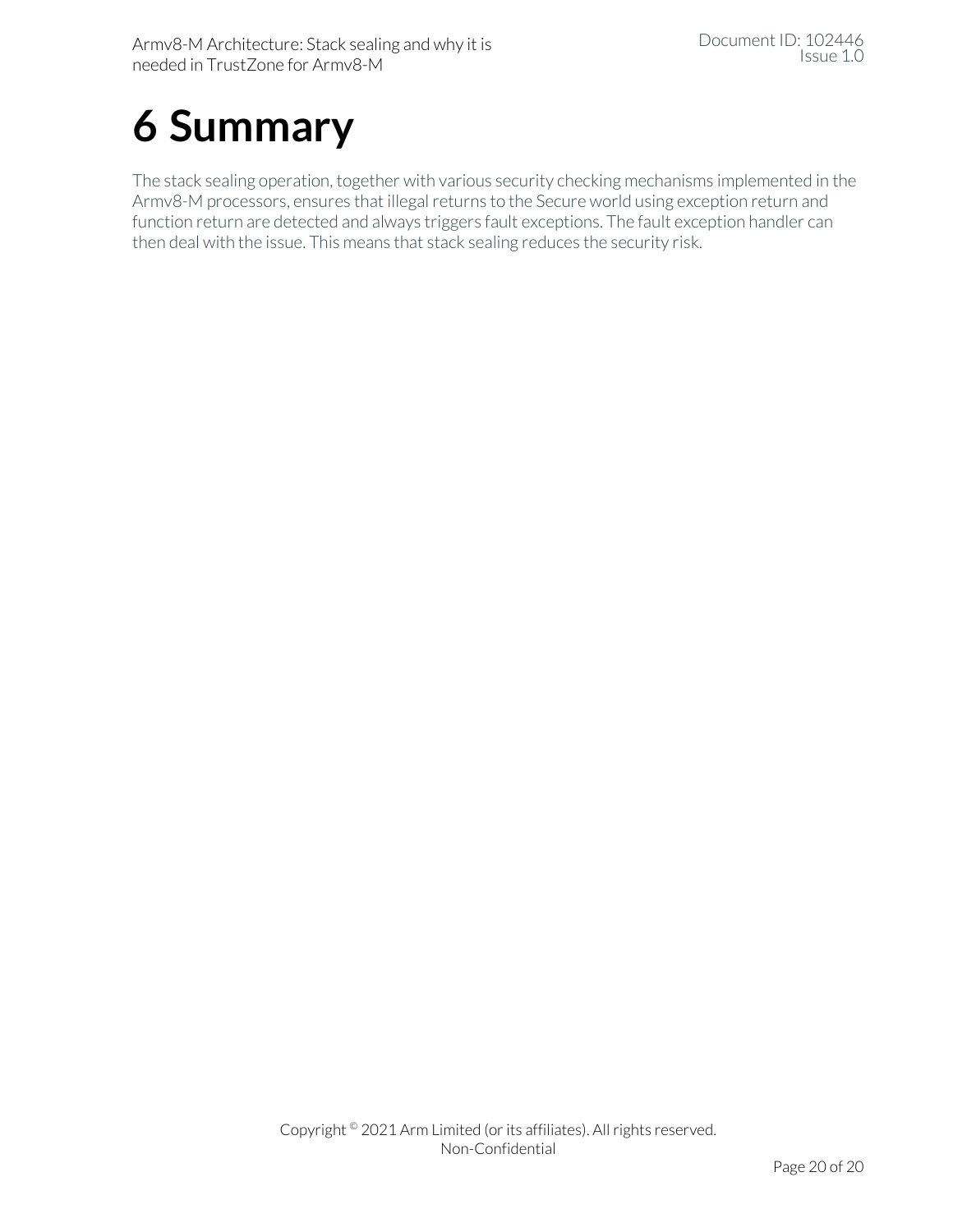# 6 Summary

The stack sealing operation, together with various security checking mechanisms implemented in the Armv8-M processors, ensures that illegal returns to the Secure world using exception return and function return are detected and always triggers fault exceptions. The fault exception handler can then deal with the issue. This means that stack sealing reduces the security risk.